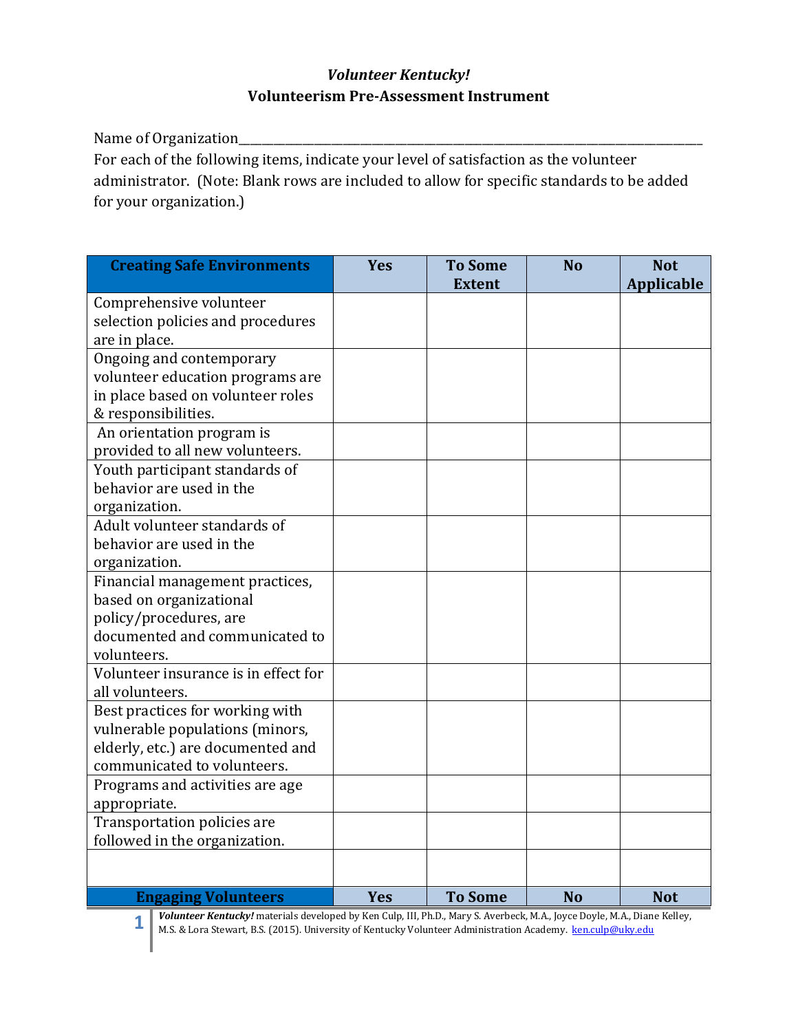*Volunteer Kentucky!*
**Volunteerism Pre-Assessment Instrument**

Name of Organization\_\_\_\_\_\_\_\_\_\_\_\_\_\_\_\_\_\_\_\_\_\_\_\_\_\_\_\_\_\_\_\_\_\_\_\_\_\_\_\_\_\_\_\_\_\_\_\_\_\_\_\_\_\_\_\_\_\_\_\_\_\_\_\_\_\_\_\_\_\_

For each of the following items, indicate your level of satisfaction as the volunteer administrator. (Note: Blank rows are included to allow for specific standards to be added for your organization.)

| Creating Safe Environments | Yes | To Some Extent | No | Not Applicable |
|---|---|---|---|---|
| Comprehensive volunteer selection policies and procedures are in place. | | | | |
| Ongoing and contemporary volunteer education programs are in place based on volunteer roles & responsibilities. | | | | |
| An orientation program is provided to all new volunteers. | | | | |
| Youth participant standards of behavior are used in the organization. | | | | |
| Adult volunteer standards of behavior are used in the organization. | | | | |
| Financial management practices, based on organizational policy/procedures, are documented and communicated to volunteers. | | | | |
| Volunteer insurance is in effect for all volunteers. | | | | |
| Best practices for working with vulnerable populations (minors, elderly, etc.) are documented and communicated to volunteers. | | | | |
| Programs and activities are age appropriate. | | | | |
| Transportation policies are followed in the organization. | | | | |
| | | | | |

| Engaging Volunteers | Yes | To Some | No | Not |
|---|---|---|---|---|

*Volunteer Kentucky!* materials developed by Ken Culp, III, Ph.D., Mary S. Averbeck, M.A., Joyce Doyle, M.A., Diane Kelley, M.S. & Lora Stewart, B.S. (2015). University of Kentucky Volunteer Administration Academy. ken.culp@uky.edu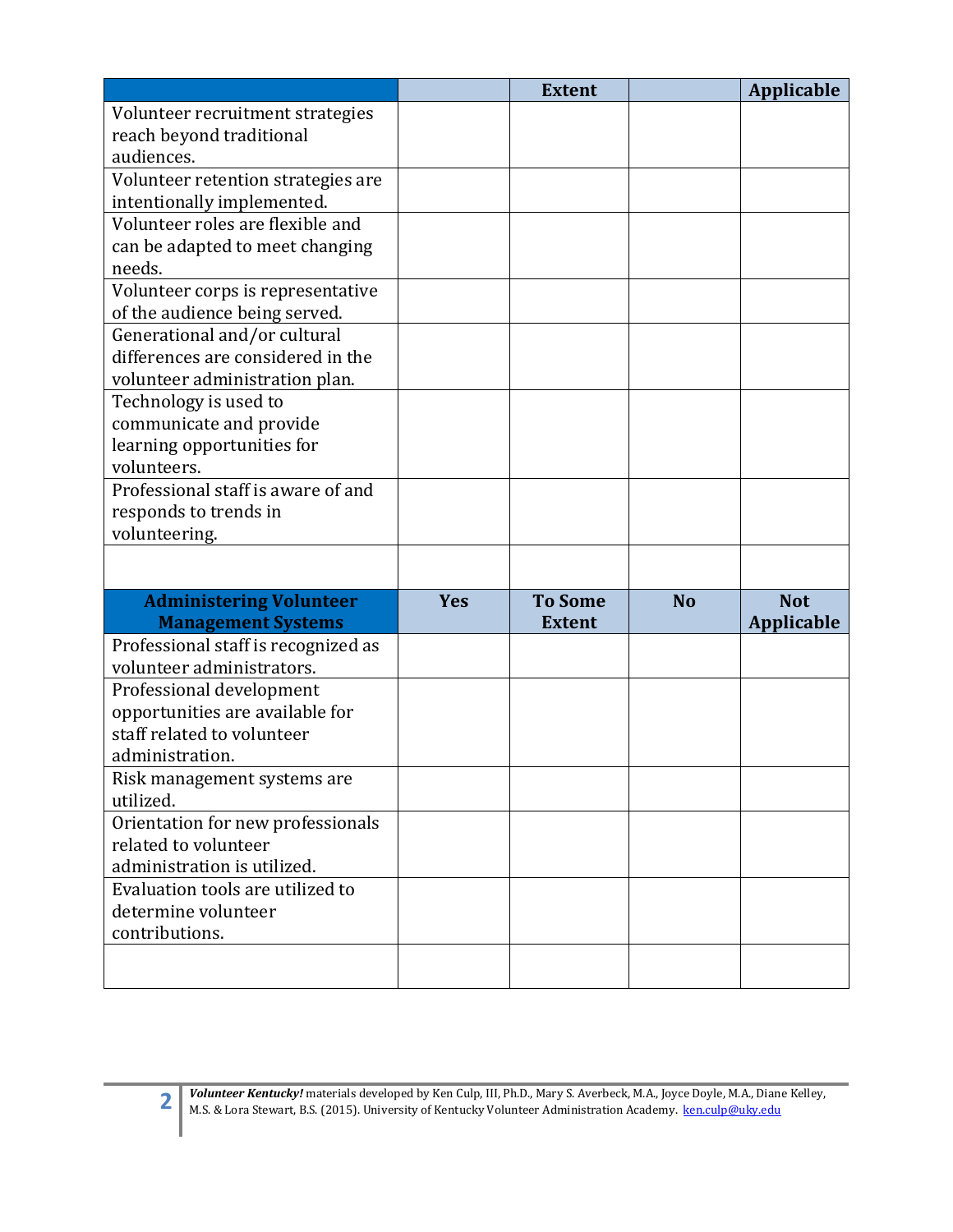| | | Extent | | Applicable |
|---|---|---|---|---|
| Volunteer recruitment strategies reach beyond traditional audiences. | | | | |
| Volunteer retention strategies are intentionally implemented. | | | | |
| Volunteer roles are flexible and can be adapted to meet changing needs. | | | | |
| Volunteer corps is representative of the audience being served. | | | | |
| Generational and/or cultural differences are considered in the volunteer administration plan. | | | | |
| Technology is used to communicate and provide learning opportunities for volunteers. | | | | |
| Professional staff is aware of and responds to trends in volunteering. | | | | |
| | | | | |

| Administering Volunteer Management Systems | Yes | To Some Extent | No | Not Applicable |
|---|---|---|---|---|
| Professional staff is recognized as volunteer administrators. | | | | |
| Professional development opportunities are available for staff related to volunteer administration. | | | | |
| Risk management systems are utilized. | | | | |
| Orientation for new professionals related to volunteer administration is utilized. | | | | |
| Evaluation tools are utilized to determine volunteer contributions. | | | | |
| | | | | |

***Volunteer Kentucky!*** materials developed by Ken Culp, III, Ph.D., Mary S. Averbeck, M.A., Joyce Doyle, M.A., Diane Kelley, M.S. & Lora Stewart, B.S. (2015). University of Kentucky Volunteer Administration Academy. ken.culp@uky.edu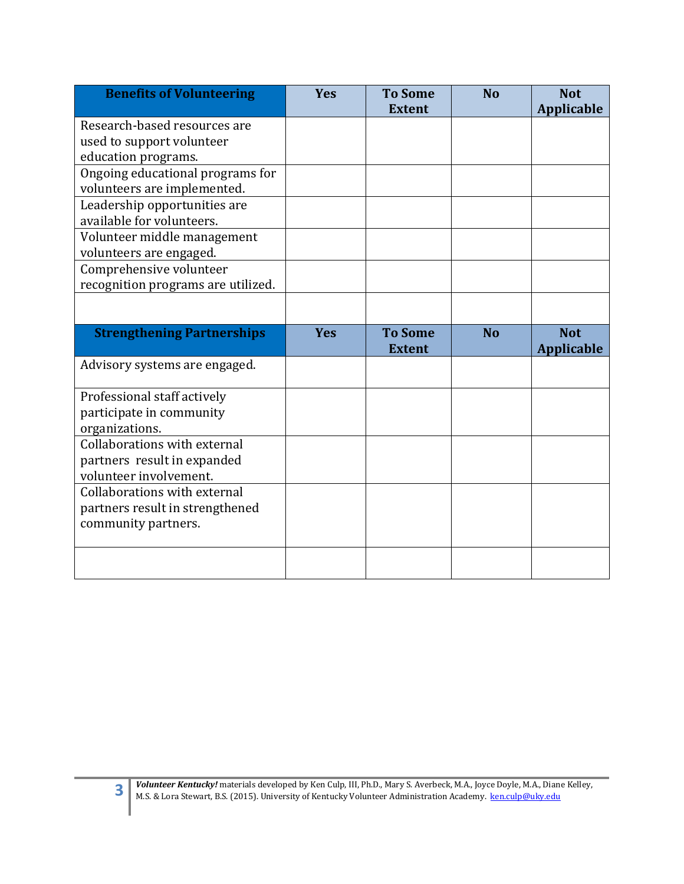| Benefits of Volunteering | Yes | To Some Extent | No | Not Applicable |
|---|---|---|---|---|
| Research-based resources are used to support volunteer education programs. | | | | |
| Ongoing educational programs for volunteers are implemented. | | | | |
| Leadership opportunities are available for volunteers. | | | | |
| Volunteer middle management volunteers are engaged. | | | | |
| Comprehensive volunteer recognition programs are utilized. | | | | |
| | | | | |

| Strengthening Partnerships | Yes | To Some Extent | No | Not Applicable |
|---|---|---|---|---|
| Advisory systems are engaged. | | | | |
| Professional staff actively participate in community organizations. | | | | |
| Collaborations with external partners result in expanded volunteer involvement. | | | | |
| Collaborations with external partners result in strengthened community partners. | | | | |
| | | | | |

*Volunteer Kentucky!* materials developed by Ken Culp, III, Ph.D., Mary S. Averbeck, M.A., Joyce Doyle, M.A., Diane Kelley, M.S. & Lora Stewart, B.S. (2015). University of Kentucky Volunteer Administration Academy. ken.culp@uky.edu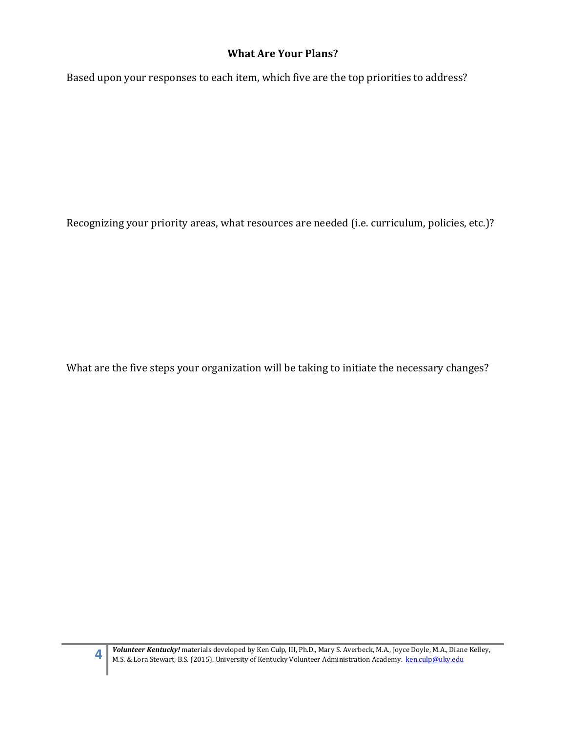## What Are Your Plans?

Based upon your responses to each item, which five are the top priorities to address?

Recognizing your priority areas, what resources are needed (i.e. curriculum, policies, etc.)?

What are the five steps your organization will be taking to initiate the necessary changes?